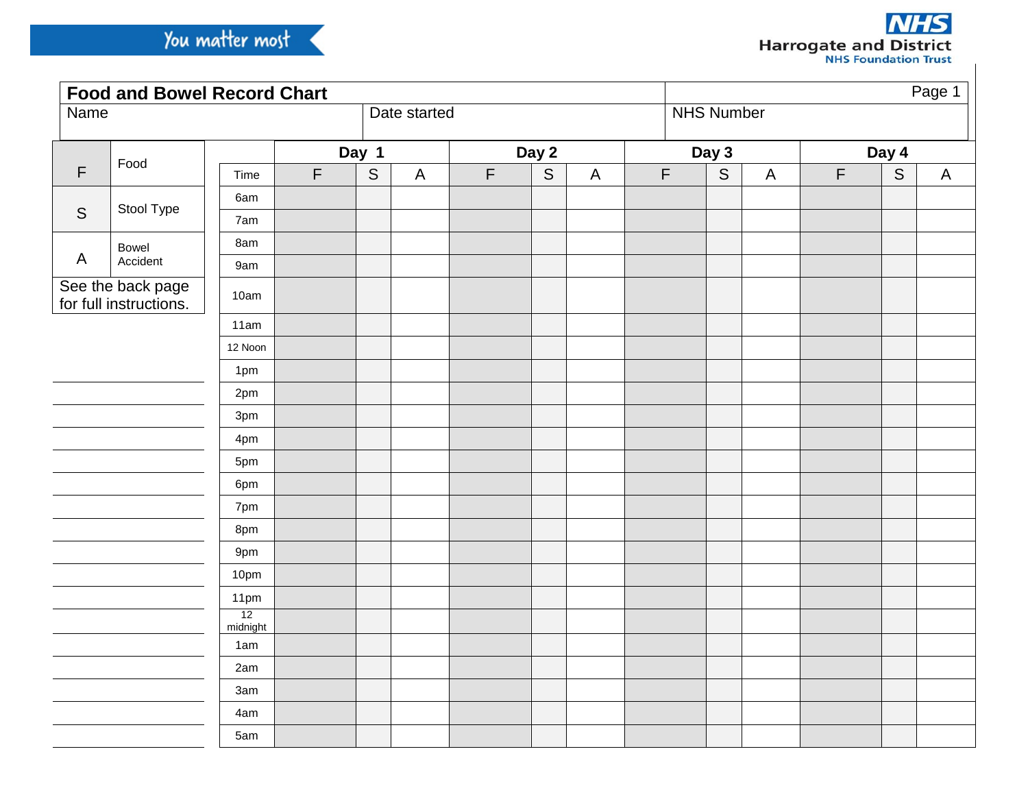You matter most

**NHS**
Harrogate and District
NHS Foundation Trust

| **Food and Bowel Record Chart** | | Page 1 |
|---|---|---|
| Name | Date started | NHS Number |

| | |
|---|---|
| F | Food |
| S | Stool Type |
| A | Bowel Accident |

See the back page for full instructions.

| | **Day 1** | | | **Day 2** | | | **Day 3** | | | **Day 4** | | |
|---|---|---|---|---|---|---|---|---|---|---|---|---|
| Time | F | S | A | F | S | A | F | S | A | F | S | A |
| 6am | | | | | | | | | | | | |
| 7am | | | | | | | | | | | | |
| 8am | | | | | | | | | | | | |
| 9am | | | | | | | | | | | | |
| 10am | | | | | | | | | | | | |
| 11am | | | | | | | | | | | | |
| 12 Noon | | | | | | | | | | | | |
| 1pm | | | | | | | | | | | | |
| 2pm | | | | | | | | | | | | |
| 3pm | | | | | | | | | | | | |
| 4pm | | | | | | | | | | | | |
| 5pm | | | | | | | | | | | | |
| 6pm | | | | | | | | | | | | |
| 7pm | | | | | | | | | | | | |
| 8pm | | | | | | | | | | | | |
| 9pm | | | | | | | | | | | | |
| 10pm | | | | | | | | | | | | |
| 11pm | | | | | | | | | | | | |
| 12 midnight | | | | | | | | | | | | |
| 1am | | | | | | | | | | | | |
| 2am | | | | | | | | | | | | |
| 3am | | | | | | | | | | | | |
| 4am | | | | | | | | | | | | |
| 5am | | | | | | | | | | | | |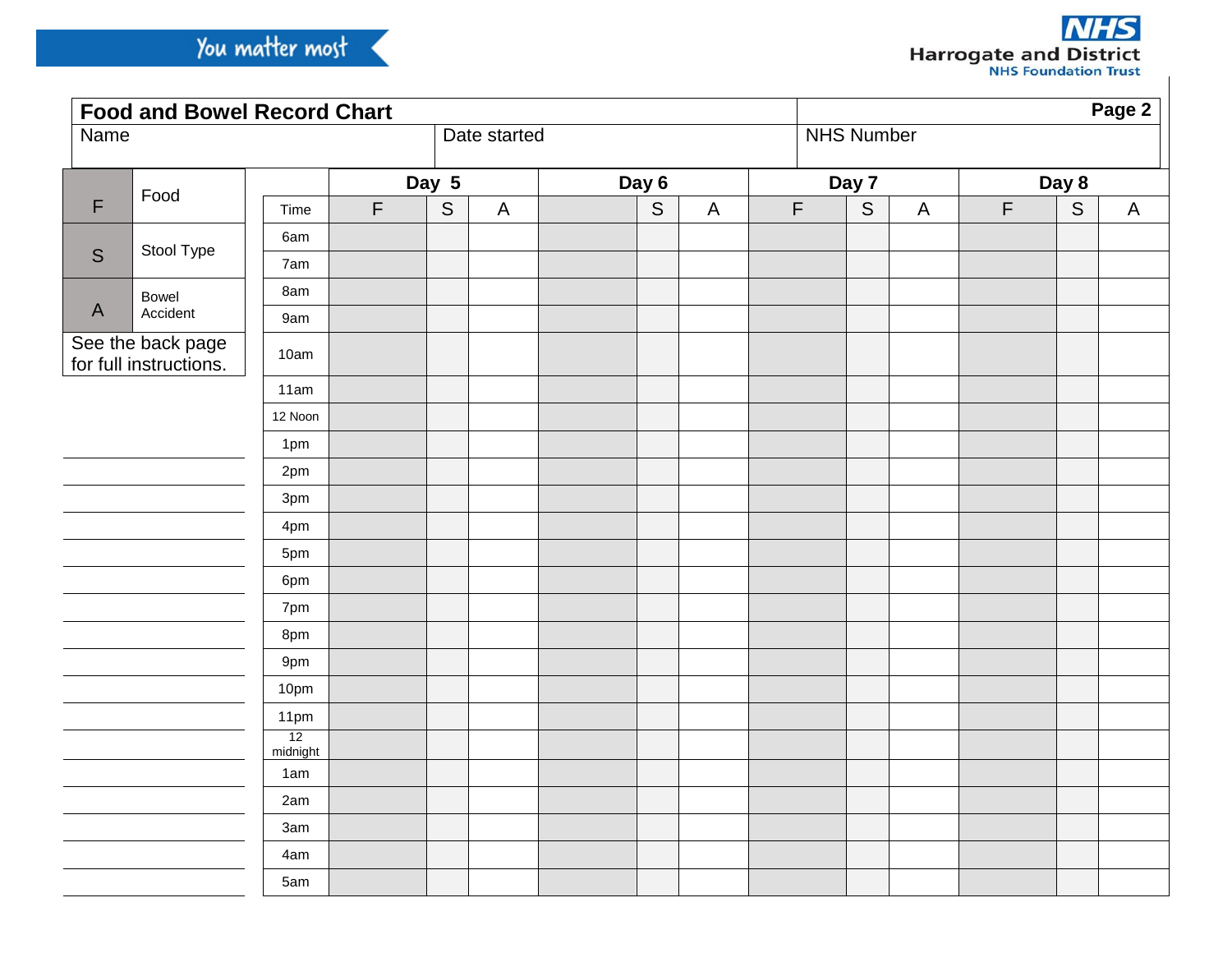You matter most

**NHS Harrogate and District NHS Foundation Trust**

## Food and Bowel Record Chart

**Page 2**

| Name | Date started | NHS Number |
|---|---|---|
| | | |

| Key | |
|---|---|
| F | Food |
| S | Stool Type |
| A | Bowel Accident |

See the back page for full instructions.

| | Day 5 | | | Day 6 | | | Day 7 | | | Day 8 | | |
|---|---|---|---|---|---|---|---|---|---|---|---|---|
| Time | F | S | A | | S | A | F | S | A | F | S | A |
| 6am | | | | | | | | | | | | |
| 7am | | | | | | | | | | | | |
| 8am | | | | | | | | | | | | |
| 9am | | | | | | | | | | | | |
| 10am | | | | | | | | | | | | |
| 11am | | | | | | | | | | | | |
| 12 Noon | | | | | | | | | | | | |
| 1pm | | | | | | | | | | | | |
| 2pm | | | | | | | | | | | | |
| 3pm | | | | | | | | | | | | |
| 4pm | | | | | | | | | | | | |
| 5pm | | | | | | | | | | | | |
| 6pm | | | | | | | | | | | | |
| 7pm | | | | | | | | | | | | |
| 8pm | | | | | | | | | | | | |
| 9pm | | | | | | | | | | | | |
| 10pm | | | | | | | | | | | | |
| 11pm | | | | | | | | | | | | |
| 12 midnight | | | | | | | | | | | | |
| 1am | | | | | | | | | | | | |
| 2am | | | | | | | | | | | | |
| 3am | | | | | | | | | | | | |
| 4am | | | | | | | | | | | | |
| 5am | | | | | | | | | | | | |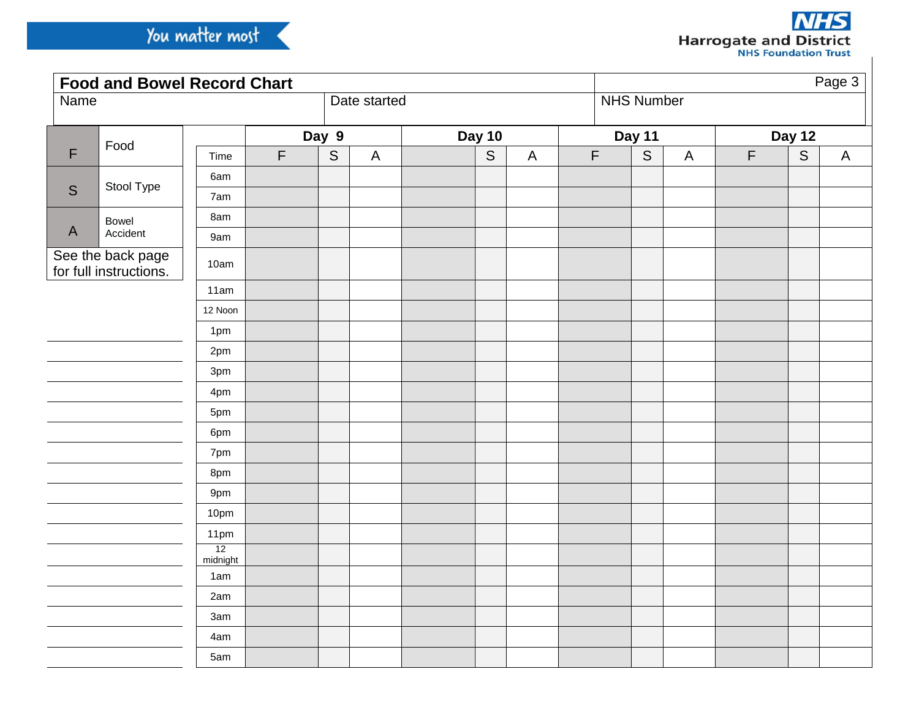"You matter most" — Harrogate and District NHS Foundation Trust

# Food and Bowel Record Chart

| Name | Date started | NHS Number |
|---|---|---|
| | | |

| | Key |
|---|---|
| F | Food |
| S | Stool Type |
| A | Bowel Accident |

See the back page for full instructions.

| | Day 9 | | | Day 10 | | | Day 11 | | | Day 12 | | |
|---|---|---|---|---|---|---|---|---|---|---|---|---|
| Time | F | S | A | | S | A | F | S | A | F | S | A |
| 6am | | | | | | | | | | | | |
| 7am | | | | | | | | | | | | |
| 8am | | | | | | | | | | | | |
| 9am | | | | | | | | | | | | |
| 10am | | | | | | | | | | | | |
| 11am | | | | | | | | | | | | |
| 12 Noon | | | | | | | | | | | | |
| 1pm | | | | | | | | | | | | |
| 2pm | | | | | | | | | | | | |
| 3pm | | | | | | | | | | | | |
| 4pm | | | | | | | | | | | | |
| 5pm | | | | | | | | | | | | |
| 6pm | | | | | | | | | | | | |
| 7pm | | | | | | | | | | | | |
| 8pm | | | | | | | | | | | | |
| 9pm | | | | | | | | | | | | |
| 10pm | | | | | | | | | | | | |
| 11pm | | | | | | | | | | | | |
| 12 midnight | | | | | | | | | | | | |
| 1am | | | | | | | | | | | | |
| 2am | | | | | | | | | | | | |
| 3am | | | | | | | | | | | | |
| 4am | | | | | | | | | | | | |
| 5am | | | | | | | | | | | | |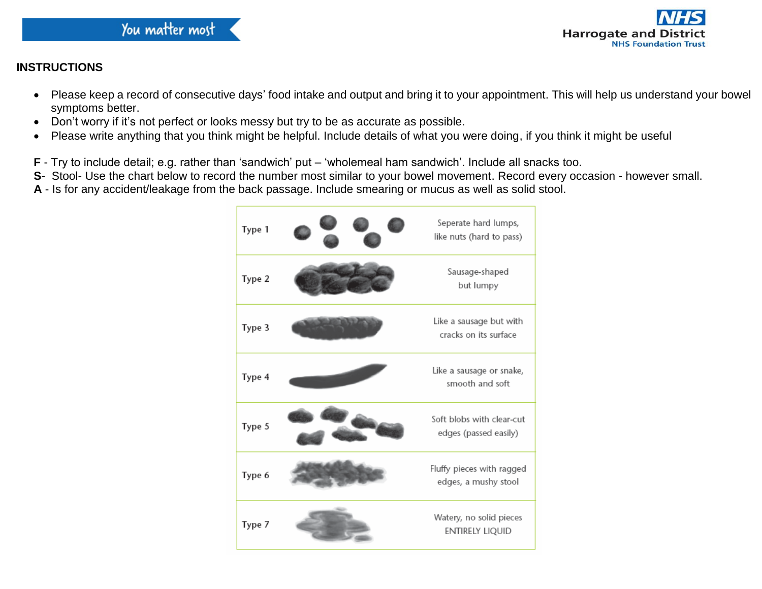## INSTRUCTIONS

- Please keep a record of consecutive days' food intake and output and bring it to your appointment. This will help us understand your bowel symptoms better.
- Don't worry if it's not perfect or looks messy but try to be as accurate as possible.
- Please write anything that you think might be helpful. Include details of what you were doing, if you think it might be useful

**F** - Try to include detail; e.g. rather than 'sandwich' put – 'wholemeal ham sandwich'. Include all snacks too.
**S**- Stool- Use the chart below to record the number most similar to your bowel movement. Record every occasion - however small.
**A** - Is for any accident/leakage from the back passage. Include smearing or mucus as well as solid stool.

| | | |
|---|---|---|
| Type 1 | | Seperate hard lumps, like nuts (hard to pass) |
| Type 2 | | Sausage-shaped but lumpy |
| Type 3 | | Like a sausage but with cracks on its surface |
| Type 4 | | Like a sausage or snake, smooth and soft |
| Type 5 | | Soft blobs with clear-cut edges (passed easily) |
| Type 6 | | Fluffy pieces with ragged edges, a mushy stool |
| Type 7 | | Watery, no solid pieces ENTIRELY LIQUID |